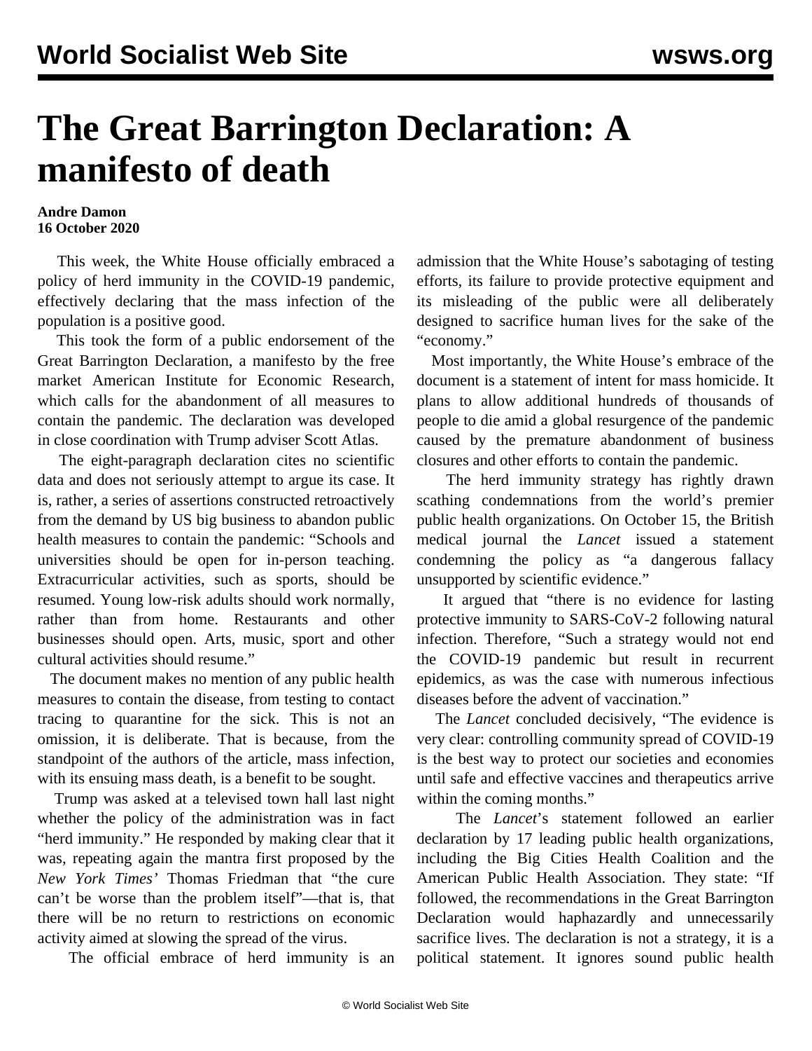# The Great Barrington Declaration: A manifesto of death

**Andre Damon**
**16 October 2020**

This week, the White House officially embraced a policy of herd immunity in the COVID-19 pandemic, effectively declaring that the mass infection of the population is a positive good.

This took the form of a public endorsement of the Great Barrington Declaration, a manifesto by the free market American Institute for Economic Research, which calls for the abandonment of all measures to contain the pandemic. The declaration was developed in close coordination with Trump adviser Scott Atlas.

The eight-paragraph declaration cites no scientific data and does not seriously attempt to argue its case. It is, rather, a series of assertions constructed retroactively from the demand by US big business to abandon public health measures to contain the pandemic: "Schools and universities should be open for in-person teaching. Extracurricular activities, such as sports, should be resumed. Young low-risk adults should work normally, rather than from home. Restaurants and other businesses should open. Arts, music, sport and other cultural activities should resume."

The document makes no mention of any public health measures to contain the disease, from testing to contact tracing to quarantine for the sick. This is not an omission, it is deliberate. That is because, from the standpoint of the authors of the article, mass infection, with its ensuing mass death, is a benefit to be sought.

Trump was asked at a televised town hall last night whether the policy of the administration was in fact "herd immunity." He responded by making clear that it was, repeating again the mantra first proposed by the *New York Times'* Thomas Friedman that "the cure can't be worse than the problem itself"—that is, that there will be no return to restrictions on economic activity aimed at slowing the spread of the virus.

The official embrace of herd immunity is an admission that the White House's sabotaging of testing efforts, its failure to provide protective equipment and its misleading of the public were all deliberately designed to sacrifice human lives for the sake of the "economy."

Most importantly, the White House's embrace of the document is a statement of intent for mass homicide. It plans to allow additional hundreds of thousands of people to die amid a global resurgence of the pandemic caused by the premature abandonment of business closures and other efforts to contain the pandemic.

The herd immunity strategy has rightly drawn scathing condemnations from the world's premier public health organizations. On October 15, the British medical journal the *Lancet* issued a statement condemning the policy as "a dangerous fallacy unsupported by scientific evidence."

It argued that "there is no evidence for lasting protective immunity to SARS-CoV-2 following natural infection. Therefore, "Such a strategy would not end the COVID-19 pandemic but result in recurrent epidemics, as was the case with numerous infectious diseases before the advent of vaccination."

The *Lancet* concluded decisively, "The evidence is very clear: controlling community spread of COVID-19 is the best way to protect our societies and economies until safe and effective vaccines and therapeutics arrive within the coming months."

The *Lancet*'s statement followed an earlier declaration by 17 leading public health organizations, including the Big Cities Health Coalition and the American Public Health Association. They state: "If followed, the recommendations in the Great Barrington Declaration would haphazardly and unnecessarily sacrifice lives. The declaration is not a strategy, it is a political statement. It ignores sound public health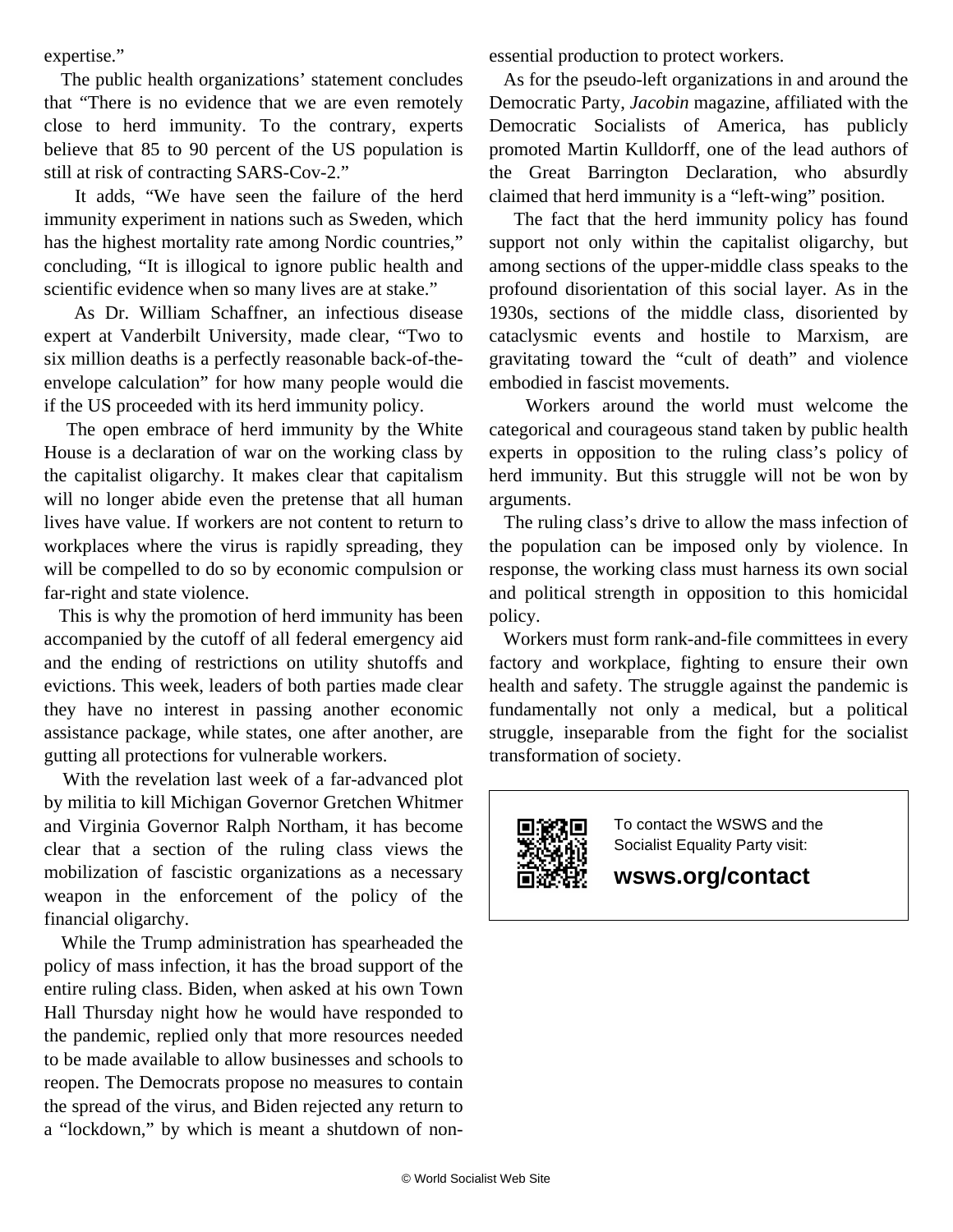expertise."

The public health organizations' statement concludes that "There is no evidence that we are even remotely close to herd immunity. To the contrary, experts believe that 85 to 90 percent of the US population is still at risk of contracting SARS-Cov-2."

It adds, "We have seen the failure of the herd immunity experiment in nations such as Sweden, which has the highest mortality rate among Nordic countries," concluding, "It is illogical to ignore public health and scientific evidence when so many lives are at stake."

As Dr. William Schaffner, an infectious disease expert at Vanderbilt University, made clear, "Two to six million deaths is a perfectly reasonable back-of-the-envelope calculation" for how many people would die if the US proceeded with its herd immunity policy.

The open embrace of herd immunity by the White House is a declaration of war on the working class by the capitalist oligarchy. It makes clear that capitalism will no longer abide even the pretense that all human lives have value. If workers are not content to return to workplaces where the virus is rapidly spreading, they will be compelled to do so by economic compulsion or far-right and state violence.

This is why the promotion of herd immunity has been accompanied by the cutoff of all federal emergency aid and the ending of restrictions on utility shutoffs and evictions. This week, leaders of both parties made clear they have no interest in passing another economic assistance package, while states, one after another, are gutting all protections for vulnerable workers.

With the revelation last week of a far-advanced plot by militia to kill Michigan Governor Gretchen Whitmer and Virginia Governor Ralph Northam, it has become clear that a section of the ruling class views the mobilization of fascistic organizations as a necessary weapon in the enforcement of the policy of the financial oligarchy.

While the Trump administration has spearheaded the policy of mass infection, it has the broad support of the entire ruling class. Biden, when asked at his own Town Hall Thursday night how he would have responded to the pandemic, replied only that more resources needed to be made available to allow businesses and schools to reopen. The Democrats propose no measures to contain the spread of the virus, and Biden rejected any return to a "lockdown," by which is meant a shutdown of non-essential production to protect workers.

As for the pseudo-left organizations in and around the Democratic Party, *Jacobin* magazine, affiliated with the Democratic Socialists of America, has publicly promoted Martin Kulldorff, one of the lead authors of the Great Barrington Declaration, who absurdly claimed that herd immunity is a "left-wing" position.

The fact that the herd immunity policy has found support not only within the capitalist oligarchy, but among sections of the upper-middle class speaks to the profound disorientation of this social layer. As in the 1930s, sections of the middle class, disoriented by cataclysmic events and hostile to Marxism, are gravitating toward the "cult of death" and violence embodied in fascist movements.

Workers around the world must welcome the categorical and courageous stand taken by public health experts in opposition to the ruling class's policy of herd immunity. But this struggle will not be won by arguments.

The ruling class's drive to allow the mass infection of the population can be imposed only by violence. In response, the working class must harness its own social and political strength in opposition to this homicidal policy.

Workers must form rank-and-file committees in every factory and workplace, fighting to ensure their own health and safety. The struggle against the pandemic is fundamentally not only a medical, but a political struggle, inseparable from the fight for the socialist transformation of society.

To contact the WSWS and the Socialist Equality Party visit:

**wsws.org/contact**